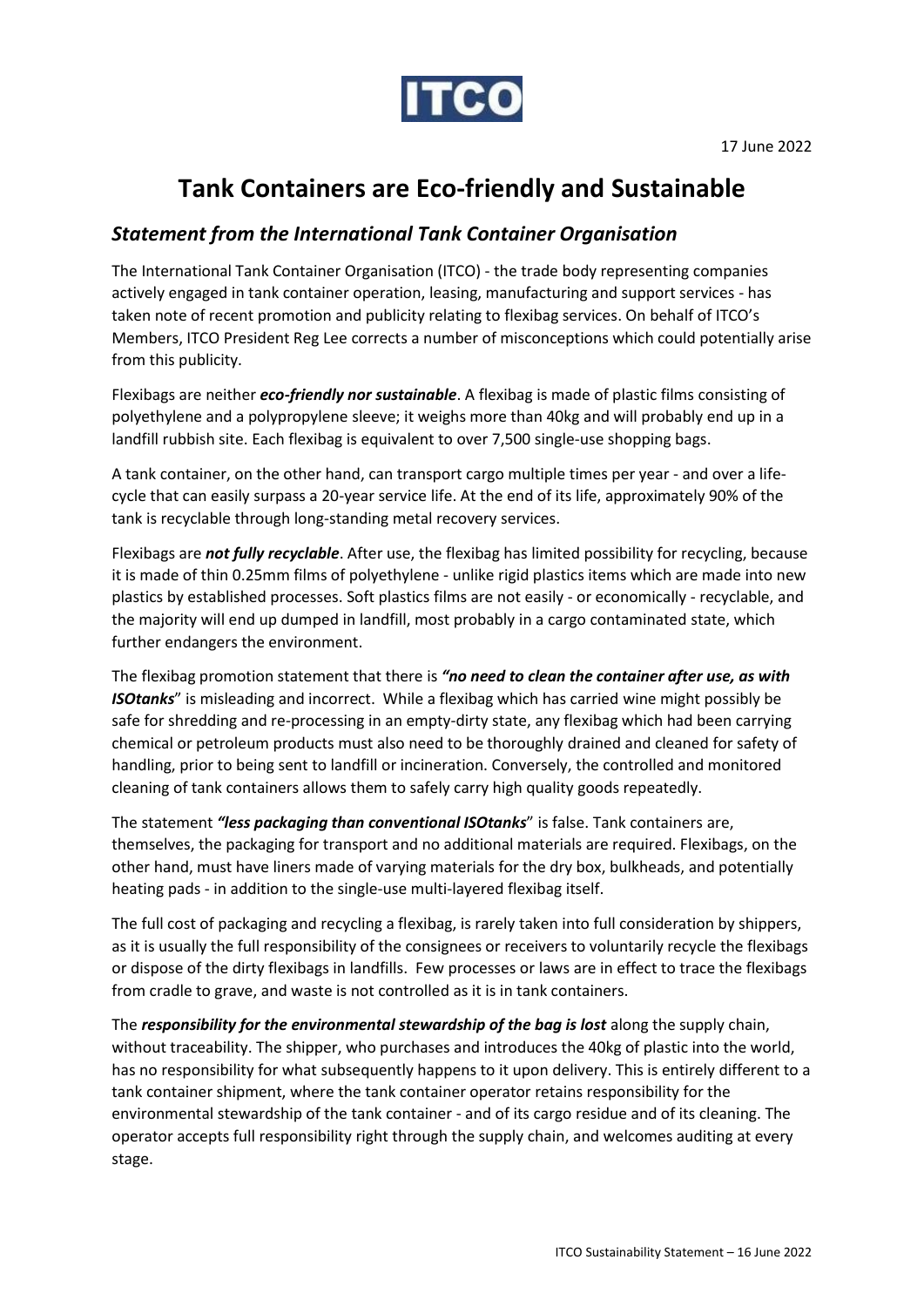ITCO

17 June 2022

# Tank Containers are Eco-friendly and Sustainable

## *Statement from the International Tank Container Organisation*

The International Tank Container Organisation (ITCO) - the trade body representing companies actively engaged in tank container operation, leasing, manufacturing and support services - has taken note of recent promotion and publicity relating to flexibag services. On behalf of ITCO's Members, ITCO President Reg Lee corrects a number of misconceptions which could potentially arise from this publicity.

Flexibags are neither ***eco-friendly nor sustainable***. A flexibag is made of plastic films consisting of polyethylene and a polypropylene sleeve; it weighs more than 40kg and will probably end up in a landfill rubbish site. Each flexibag is equivalent to over 7,500 single-use shopping bags.

A tank container, on the other hand, can transport cargo multiple times per year - and over a life-cycle that can easily surpass a 20-year service life. At the end of its life, approximately 90% of the tank is recyclable through long-standing metal recovery services.

Flexibags are ***not fully recyclable***. After use, the flexibag has limited possibility for recycling, because it is made of thin 0.25mm films of polyethylene - unlike rigid plastics items which are made into new plastics by established processes. Soft plastics films are not easily - or economically - recyclable, and the majority will end up dumped in landfill, most probably in a cargo contaminated state, which further endangers the environment.

The flexibag promotion statement that there is ***"no need to clean the container after use, as with ISOtanks***" is misleading and incorrect. While a flexibag which has carried wine might possibly be safe for shredding and re-processing in an empty-dirty state, any flexibag which had been carrying chemical or petroleum products must also need to be thoroughly drained and cleaned for safety of handling, prior to being sent to landfill or incineration. Conversely, the controlled and monitored cleaning of tank containers allows them to safely carry high quality goods repeatedly.

The statement ***"less packaging than conventional ISOtanks***" is false. Tank containers are, themselves, the packaging for transport and no additional materials are required. Flexibags, on the other hand, must have liners made of varying materials for the dry box, bulkheads, and potentially heating pads - in addition to the single-use multi-layered flexibag itself.

The full cost of packaging and recycling a flexibag, is rarely taken into full consideration by shippers, as it is usually the full responsibility of the consignees or receivers to voluntarily recycle the flexibags or dispose of the dirty flexibags in landfills. Few processes or laws are in effect to trace the flexibags from cradle to grave, and waste is not controlled as it is in tank containers.

The ***responsibility for the environmental stewardship of the bag is lost*** along the supply chain, without traceability. The shipper, who purchases and introduces the 40kg of plastic into the world, has no responsibility for what subsequently happens to it upon delivery. This is entirely different to a tank container shipment, where the tank container operator retains responsibility for the environmental stewardship of the tank container - and of its cargo residue and of its cleaning. The operator accepts full responsibility right through the supply chain, and welcomes auditing at every stage.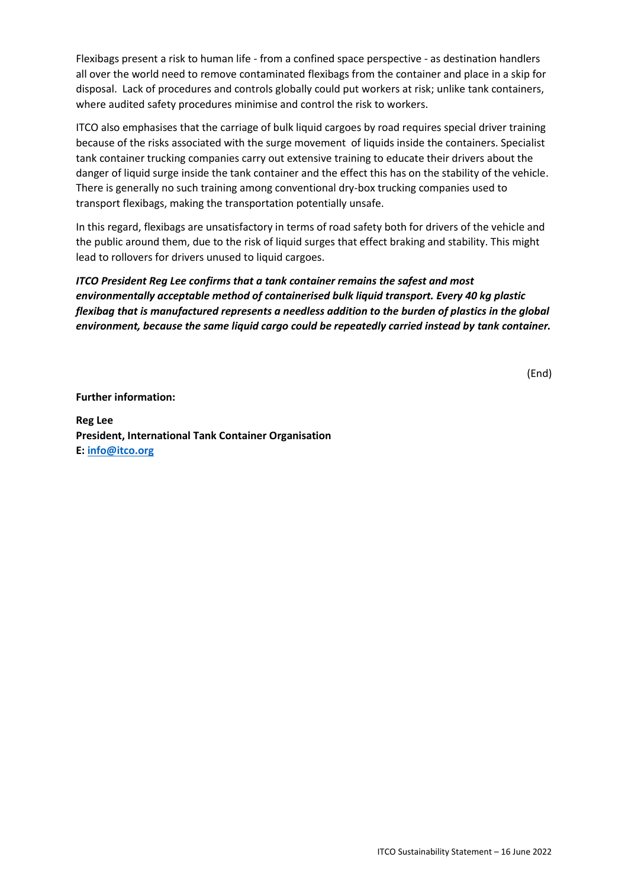Flexibags present a risk to human life - from a confined space perspective - as destination handlers all over the world need to remove contaminated flexibags from the container and place in a skip for disposal. Lack of procedures and controls globally could put workers at risk; unlike tank containers, where audited safety procedures minimise and control the risk to workers.

ITCO also emphasises that the carriage of bulk liquid cargoes by road requires special driver training because of the risks associated with the surge movement of liquids inside the containers. Specialist tank container trucking companies carry out extensive training to educate their drivers about the danger of liquid surge inside the tank container and the effect this has on the stability of the vehicle. There is generally no such training among conventional dry-box trucking companies used to transport flexibags, making the transportation potentially unsafe.

In this regard, flexibags are unsatisfactory in terms of road safety both for drivers of the vehicle and the public around them, due to the risk of liquid surges that effect braking and stability. This might lead to rollovers for drivers unused to liquid cargoes.

***ITCO President Reg Lee confirms that a tank container remains the safest and most environmentally acceptable method of containerised bulk liquid transport. Every 40 kg plastic flexibag that is manufactured represents a needless addition to the burden of plastics in the global environment, because the same liquid cargo could be repeatedly carried instead by tank container.***

(End)

**Further information:**

**Reg Lee**
**President, International Tank Container Organisation**
**E: info@itco.org**